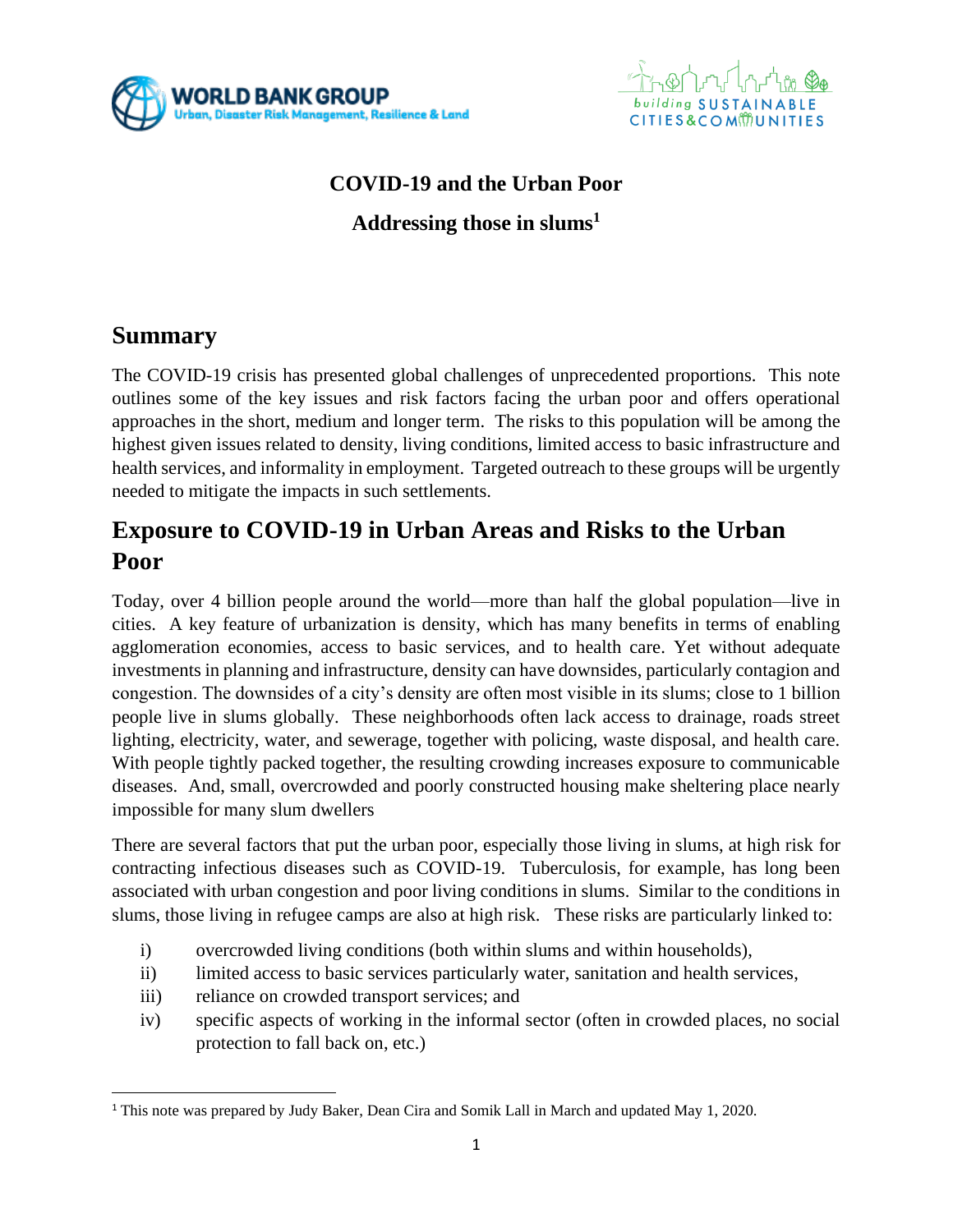# COVID-19 and the Urban Poor

## Addressing those in slums[1]

## Summary

The COVID-19 crisis has presented global challenges of unprecedented proportions. This note outlines some of the key issues and risk factors facing the urban poor and offers operational approaches in the short, medium and longer term. The risks to this population will be among the highest given issues related to density, living conditions, limited access to basic infrastructure and health services, and informality in employment. Targeted outreach to these groups will be urgently needed to mitigate the impacts in such settlements.

## Exposure to COVID-19 in Urban Areas and Risks to the Urban Poor

Today, over 4 billion people around the world—more than half the global population—live in cities. A key feature of urbanization is density, which has many benefits in terms of enabling agglomeration economies, access to basic services, and to health care. Yet without adequate investments in planning and infrastructure, density can have downsides, particularly contagion and congestion. The downsides of a city's density are often most visible in its slums; close to 1 billion people live in slums globally. These neighborhoods often lack access to drainage, roads street lighting, electricity, water, and sewerage, together with policing, waste disposal, and health care. With people tightly packed together, the resulting crowding increases exposure to communicable diseases. And, small, overcrowded and poorly constructed housing make sheltering place nearly impossible for many slum dwellers

There are several factors that put the urban poor, especially those living in slums, at high risk for contracting infectious diseases such as COVID-19. Tuberculosis, for example, has long been associated with urban congestion and poor living conditions in slums. Similar to the conditions in slums, those living in refugee camps are also at high risk. These risks are particularly linked to:

i) overcrowded living conditions (both within slums and within households),
ii) limited access to basic services particularly water, sanitation and health services,
iii) reliance on crowded transport services; and
iv) specific aspects of working in the informal sector (often in crowded places, no social protection to fall back on, etc.)

---

[1] This note was prepared by Judy Baker, Dean Cira and Somik Lall in March and updated May 1, 2020.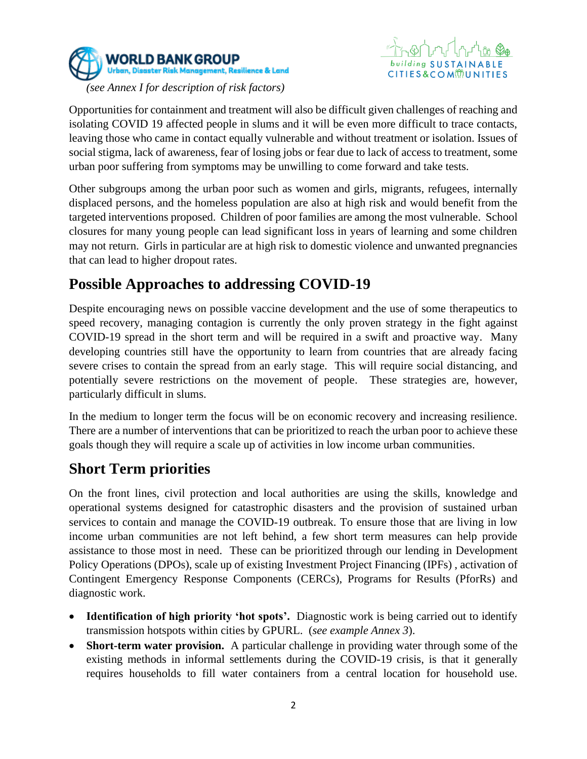*(see Annex I for description of risk factors)*

Opportunities for containment and treatment will also be difficult given challenges of reaching and isolating COVID 19 affected people in slums and it will be even more difficult to trace contacts, leaving those who came in contact equally vulnerable and without treatment or isolation. Issues of social stigma, lack of awareness, fear of losing jobs or fear due to lack of access to treatment, some urban poor suffering from symptoms may be unwilling to come forward and take tests.

Other subgroups among the urban poor such as women and girls, migrants, refugees, internally displaced persons, and the homeless population are also at high risk and would benefit from the targeted interventions proposed. Children of poor families are among the most vulnerable. School closures for many young people can lead significant loss in years of learning and some children may not return. Girls in particular are at high risk to domestic violence and unwanted pregnancies that can lead to higher dropout rates.

## Possible Approaches to addressing COVID-19

Despite encouraging news on possible vaccine development and the use of some therapeutics to speed recovery, managing contagion is currently the only proven strategy in the fight against COVID-19 spread in the short term and will be required in a swift and proactive way. Many developing countries still have the opportunity to learn from countries that are already facing severe crises to contain the spread from an early stage. This will require social distancing, and potentially severe restrictions on the movement of people. These strategies are, however, particularly difficult in slums.

In the medium to longer term the focus will be on economic recovery and increasing resilience. There are a number of interventions that can be prioritized to reach the urban poor to achieve these goals though they will require a scale up of activities in low income urban communities.

## Short Term priorities

On the front lines, civil protection and local authorities are using the skills, knowledge and operational systems designed for catastrophic disasters and the provision of sustained urban services to contain and manage the COVID-19 outbreak. To ensure those that are living in low income urban communities are not left behind, a few short term measures can help provide assistance to those most in need. These can be prioritized through our lending in Development Policy Operations (DPOs), scale up of existing Investment Project Financing (IPFs) , activation of Contingent Emergency Response Components (CERCs), Programs for Results (PforRs) and diagnostic work.

- **Identification of high priority 'hot spots'.** Diagnostic work is being carried out to identify transmission hotspots within cities by GPURL. (*see example Annex 3*).
- **Short-term water provision.** A particular challenge in providing water through some of the existing methods in informal settlements during the COVID-19 crisis, is that it generally requires households to fill water containers from a central location for household use.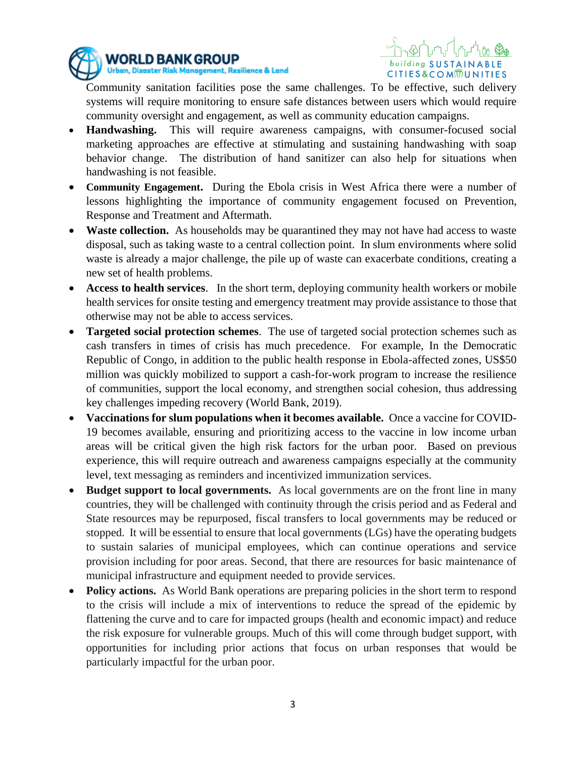Community sanitation facilities pose the same challenges. To be effective, such delivery systems will require monitoring to ensure safe distances between users which would require community oversight and engagement, as well as community education campaigns.

- **Handwashing.** This will require awareness campaigns, with consumer-focused social marketing approaches are effective at stimulating and sustaining handwashing with soap behavior change. The distribution of hand sanitizer can also help for situations when handwashing is not feasible.
- **Community Engagement.** During the Ebola crisis in West Africa there were a number of lessons highlighting the importance of community engagement focused on Prevention, Response and Treatment and Aftermath.
- **Waste collection.** As households may be quarantined they may not have had access to waste disposal, such as taking waste to a central collection point. In slum environments where solid waste is already a major challenge, the pile up of waste can exacerbate conditions, creating a new set of health problems.
- **Access to health services**. In the short term, deploying community health workers or mobile health services for onsite testing and emergency treatment may provide assistance to those that otherwise may not be able to access services.
- **Targeted social protection schemes**. The use of targeted social protection schemes such as cash transfers in times of crisis has much precedence. For example, In the Democratic Republic of Congo, in addition to the public health response in Ebola-affected zones, US$50 million was quickly mobilized to support a cash-for-work program to increase the resilience of communities, support the local economy, and strengthen social cohesion, thus addressing key challenges impeding recovery (World Bank, 2019).
- **Vaccinations for slum populations when it becomes available.** Once a vaccine for COVID-19 becomes available, ensuring and prioritizing access to the vaccine in low income urban areas will be critical given the high risk factors for the urban poor. Based on previous experience, this will require outreach and awareness campaigns especially at the community level, text messaging as reminders and incentivized immunization services.
- **Budget support to local governments.** As local governments are on the front line in many countries, they will be challenged with continuity through the crisis period and as Federal and State resources may be repurposed, fiscal transfers to local governments may be reduced or stopped. It will be essential to ensure that local governments (LGs) have the operating budgets to sustain salaries of municipal employees, which can continue operations and service provision including for poor areas. Second, that there are resources for basic maintenance of municipal infrastructure and equipment needed to provide services.
- **Policy actions.** As World Bank operations are preparing policies in the short term to respond to the crisis will include a mix of interventions to reduce the spread of the epidemic by flattening the curve and to care for impacted groups (health and economic impact) and reduce the risk exposure for vulnerable groups. Much of this will come through budget support, with opportunities for including prior actions that focus on urban responses that would be particularly impactful for the urban poor.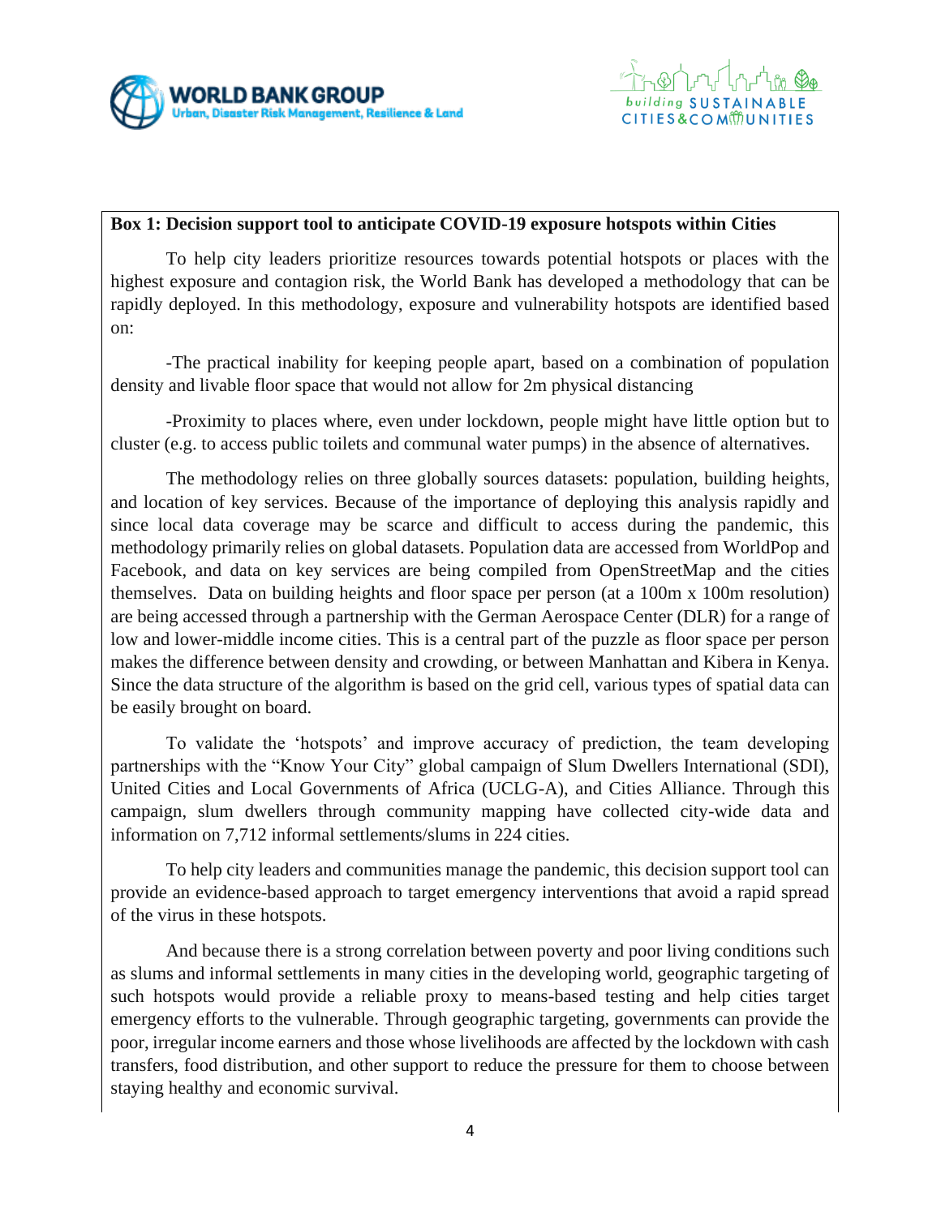**Box 1: Decision support tool to anticipate COVID-19 exposure hotspots within Cities**

To help city leaders prioritize resources towards potential hotspots or places with the highest exposure and contagion risk, the World Bank has developed a methodology that can be rapidly deployed. In this methodology, exposure and vulnerability hotspots are identified based on:

-The practical inability for keeping people apart, based on a combination of population density and livable floor space that would not allow for 2m physical distancing

-Proximity to places where, even under lockdown, people might have little option but to cluster (e.g. to access public toilets and communal water pumps) in the absence of alternatives.

The methodology relies on three globally sources datasets: population, building heights, and location of key services. Because of the importance of deploying this analysis rapidly and since local data coverage may be scarce and difficult to access during the pandemic, this methodology primarily relies on global datasets. Population data are accessed from WorldPop and Facebook, and data on key services are being compiled from OpenStreetMap and the cities themselves. Data on building heights and floor space per person (at a 100m x 100m resolution) are being accessed through a partnership with the German Aerospace Center (DLR) for a range of low and lower-middle income cities. This is a central part of the puzzle as floor space per person makes the difference between density and crowding, or between Manhattan and Kibera in Kenya. Since the data structure of the algorithm is based on the grid cell, various types of spatial data can be easily brought on board.

To validate the 'hotspots' and improve accuracy of prediction, the team developing partnerships with the "Know Your City" global campaign of Slum Dwellers International (SDI), United Cities and Local Governments of Africa (UCLG-A), and Cities Alliance. Through this campaign, slum dwellers through community mapping have collected city-wide data and information on 7,712 informal settlements/slums in 224 cities.

To help city leaders and communities manage the pandemic, this decision support tool can provide an evidence-based approach to target emergency interventions that avoid a rapid spread of the virus in these hotspots.

And because there is a strong correlation between poverty and poor living conditions such as slums and informal settlements in many cities in the developing world, geographic targeting of such hotspots would provide a reliable proxy to means-based testing and help cities target emergency efforts to the vulnerable. Through geographic targeting, governments can provide the poor, irregular income earners and those whose livelihoods are affected by the lockdown with cash transfers, food distribution, and other support to reduce the pressure for them to choose between staying healthy and economic survival.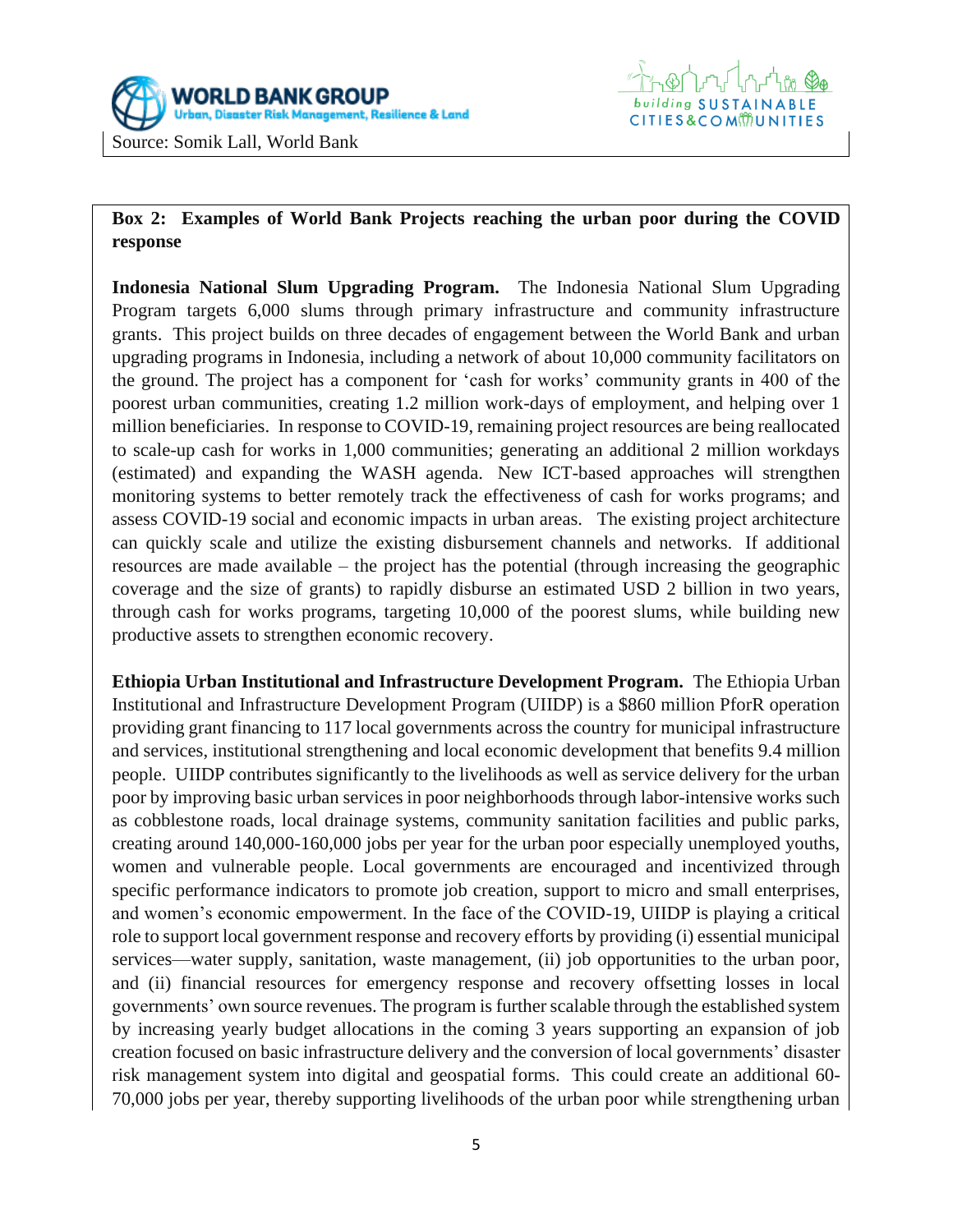Source: Somik Lall, World Bank

**Box 2: Examples of World Bank Projects reaching the urban poor during the COVID response**

**Indonesia National Slum Upgrading Program.** The Indonesia National Slum Upgrading Program targets 6,000 slums through primary infrastructure and community infrastructure grants. This project builds on three decades of engagement between the World Bank and urban upgrading programs in Indonesia, including a network of about 10,000 community facilitators on the ground. The project has a component for 'cash for works' community grants in 400 of the poorest urban communities, creating 1.2 million work-days of employment, and helping over 1 million beneficiaries. In response to COVID-19, remaining project resources are being reallocated to scale-up cash for works in 1,000 communities; generating an additional 2 million workdays (estimated) and expanding the WASH agenda. New ICT-based approaches will strengthen monitoring systems to better remotely track the effectiveness of cash for works programs; and assess COVID-19 social and economic impacts in urban areas. The existing project architecture can quickly scale and utilize the existing disbursement channels and networks. If additional resources are made available – the project has the potential (through increasing the geographic coverage and the size of grants) to rapidly disburse an estimated USD 2 billion in two years, through cash for works programs, targeting 10,000 of the poorest slums, while building new productive assets to strengthen economic recovery.

**Ethiopia Urban Institutional and Infrastructure Development Program.** The Ethiopia Urban Institutional and Infrastructure Development Program (UIIDP) is a $860 million PforR operation providing grant financing to 117 local governments across the country for municipal infrastructure and services, institutional strengthening and local economic development that benefits 9.4 million people. UIIDP contributes significantly to the livelihoods as well as service delivery for the urban poor by improving basic urban services in poor neighborhoods through labor-intensive works such as cobblestone roads, local drainage systems, community sanitation facilities and public parks, creating around 140,000-160,000 jobs per year for the urban poor especially unemployed youths, women and vulnerable people. Local governments are encouraged and incentivized through specific performance indicators to promote job creation, support to micro and small enterprises, and women's economic empowerment. In the face of the COVID-19, UIIDP is playing a critical role to support local government response and recovery efforts by providing (i) essential municipal services—water supply, sanitation, waste management, (ii) job opportunities to the urban poor, and (ii) financial resources for emergency response and recovery offsetting losses in local governments' own source revenues. The program is further scalable through the established system by increasing yearly budget allocations in the coming 3 years supporting an expansion of job creation focused on basic infrastructure delivery and the conversion of local governments' disaster risk management system into digital and geospatial forms. This could create an additional 60-70,000 jobs per year, thereby supporting livelihoods of the urban poor while strengthening urban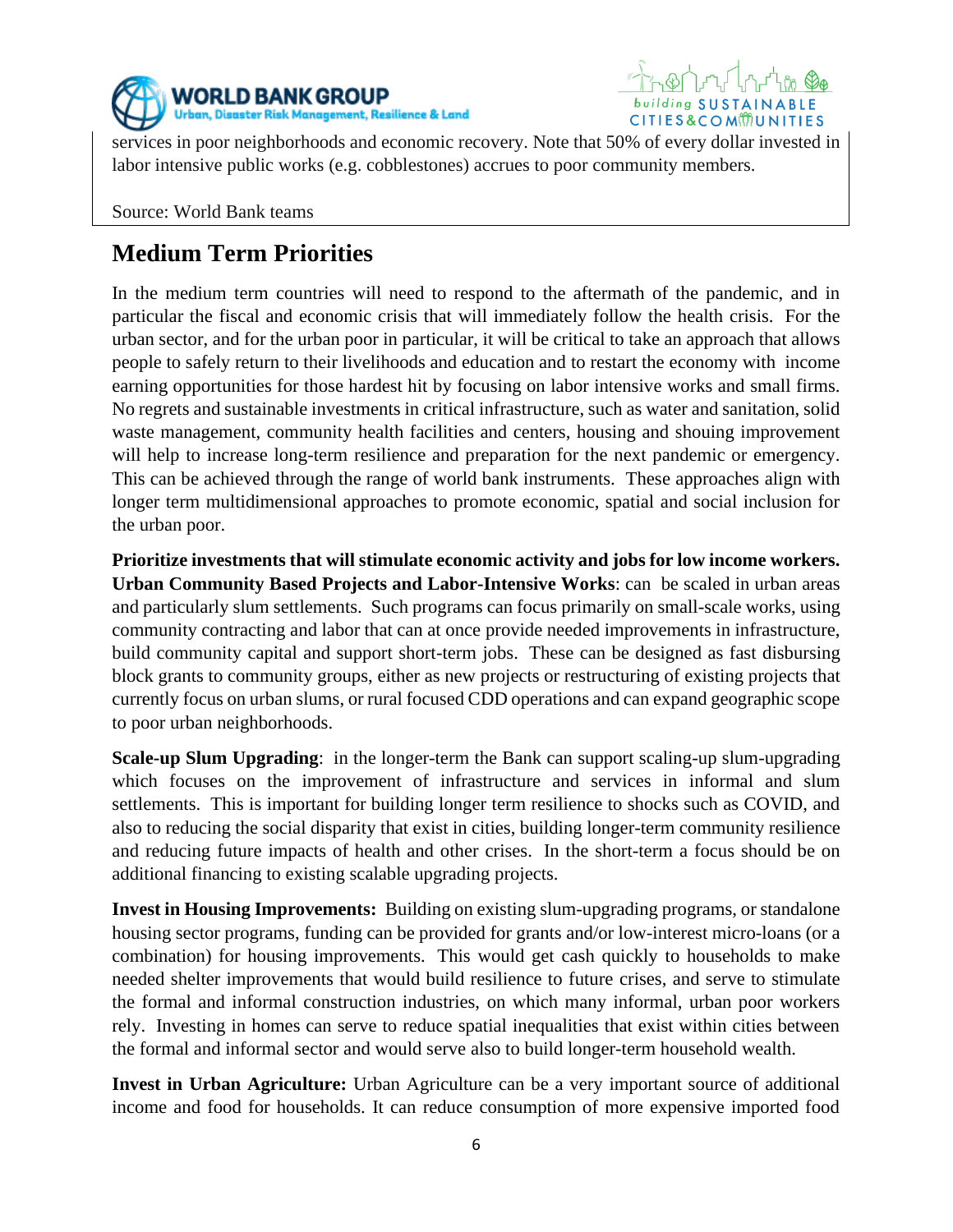services in poor neighborhoods and economic recovery. Note that 50% of every dollar invested in labor intensive public works (e.g. cobblestones) accrues to poor community members.

Source: World Bank teams

## Medium Term Priorities

In the medium term countries will need to respond to the aftermath of the pandemic, and in particular the fiscal and economic crisis that will immediately follow the health crisis. For the urban sector, and for the urban poor in particular, it will be critical to take an approach that allows people to safely return to their livelihoods and education and to restart the economy with income earning opportunities for those hardest hit by focusing on labor intensive works and small firms. No regrets and sustainable investments in critical infrastructure, such as water and sanitation, solid waste management, community health facilities and centers, housing and shouing improvement will help to increase long-term resilience and preparation for the next pandemic or emergency. This can be achieved through the range of world bank instruments. These approaches align with longer term multidimensional approaches to promote economic, spatial and social inclusion for the urban poor.

**Prioritize investments that will stimulate economic activity and jobs for low income workers. Urban Community Based Projects and Labor-Intensive Works**: can be scaled in urban areas and particularly slum settlements. Such programs can focus primarily on small-scale works, using community contracting and labor that can at once provide needed improvements in infrastructure, build community capital and support short-term jobs. These can be designed as fast disbursing block grants to community groups, either as new projects or restructuring of existing projects that currently focus on urban slums, or rural focused CDD operations and can expand geographic scope to poor urban neighborhoods.

**Scale-up Slum Upgrading**: in the longer-term the Bank can support scaling-up slum-upgrading which focuses on the improvement of infrastructure and services in informal and slum settlements. This is important for building longer term resilience to shocks such as COVID, and also to reducing the social disparity that exist in cities, building longer-term community resilience and reducing future impacts of health and other crises. In the short-term a focus should be on additional financing to existing scalable upgrading projects.

**Invest in Housing Improvements:** Building on existing slum-upgrading programs, or standalone housing sector programs, funding can be provided for grants and/or low-interest micro-loans (or a combination) for housing improvements. This would get cash quickly to households to make needed shelter improvements that would build resilience to future crises, and serve to stimulate the formal and informal construction industries, on which many informal, urban poor workers rely. Investing in homes can serve to reduce spatial inequalities that exist within cities between the formal and informal sector and would serve also to build longer-term household wealth.

**Invest in Urban Agriculture:** Urban Agriculture can be a very important source of additional income and food for households. It can reduce consumption of more expensive imported food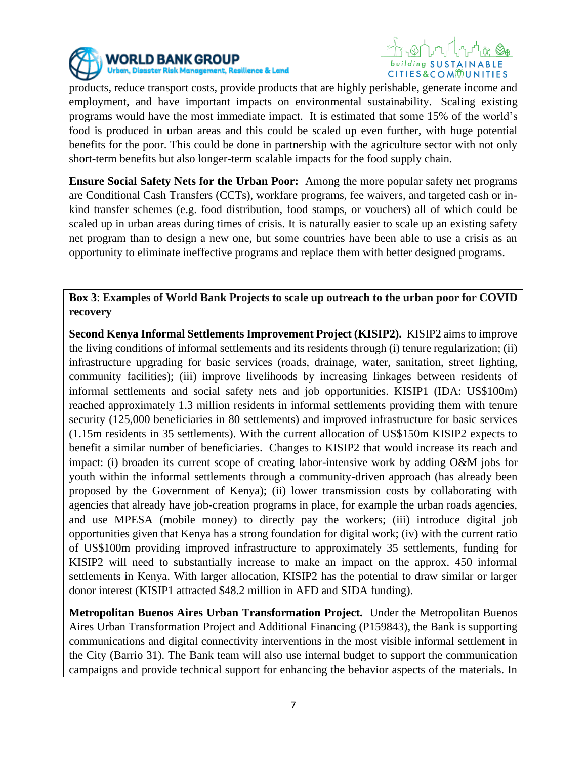products, reduce transport costs, provide products that are highly perishable, generate income and employment, and have important impacts on environmental sustainability. Scaling existing programs would have the most immediate impact. It is estimated that some 15% of the world's food is produced in urban areas and this could be scaled up even further, with huge potential benefits for the poor. This could be done in partnership with the agriculture sector with not only short-term benefits but also longer-term scalable impacts for the food supply chain.

**Ensure Social Safety Nets for the Urban Poor:** Among the more popular safety net programs are Conditional Cash Transfers (CCTs), workfare programs, fee waivers, and targeted cash or in-kind transfer schemes (e.g. food distribution, food stamps, or vouchers) all of which could be scaled up in urban areas during times of crisis. It is naturally easier to scale up an existing safety net program than to design a new one, but some countries have been able to use a crisis as an opportunity to eliminate ineffective programs and replace them with better designed programs.

**Box 3**: **Examples of World Bank Projects to scale up outreach to the urban poor for COVID recovery**

**Second Kenya Informal Settlements Improvement Project (KISIP2).** KISIP2 aims to improve the living conditions of informal settlements and its residents through (i) tenure regularization; (ii) infrastructure upgrading for basic services (roads, drainage, water, sanitation, street lighting, community facilities); (iii) improve livelihoods by increasing linkages between residents of informal settlements and social safety nets and job opportunities. KISIP1 (IDA: US$100m) reached approximately 1.3 million residents in informal settlements providing them with tenure security (125,000 beneficiaries in 80 settlements) and improved infrastructure for basic services (1.15m residents in 35 settlements). With the current allocation of US$150m KISIP2 expects to benefit a similar number of beneficiaries. Changes to KISIP2 that would increase its reach and impact: (i) broaden its current scope of creating labor-intensive work by adding O&M jobs for youth within the informal settlements through a community-driven approach (has already been proposed by the Government of Kenya); (ii) lower transmission costs by collaborating with agencies that already have job-creation programs in place, for example the urban roads agencies, and use MPESA (mobile money) to directly pay the workers; (iii) introduce digital job opportunities given that Kenya has a strong foundation for digital work; (iv) with the current ratio of US$100m providing improved infrastructure to approximately 35 settlements, funding for KISIP2 will need to substantially increase to make an impact on the approx. 450 informal settlements in Kenya. With larger allocation, KISIP2 has the potential to draw similar or larger donor interest (KISIP1 attracted $48.2 million in AFD and SIDA funding).

**Metropolitan Buenos Aires Urban Transformation Project.** Under the Metropolitan Buenos Aires Urban Transformation Project and Additional Financing (P159843), the Bank is supporting communications and digital connectivity interventions in the most visible informal settlement in the City (Barrio 31). The Bank team will also use internal budget to support the communication campaigns and provide technical support for enhancing the behavior aspects of the materials. In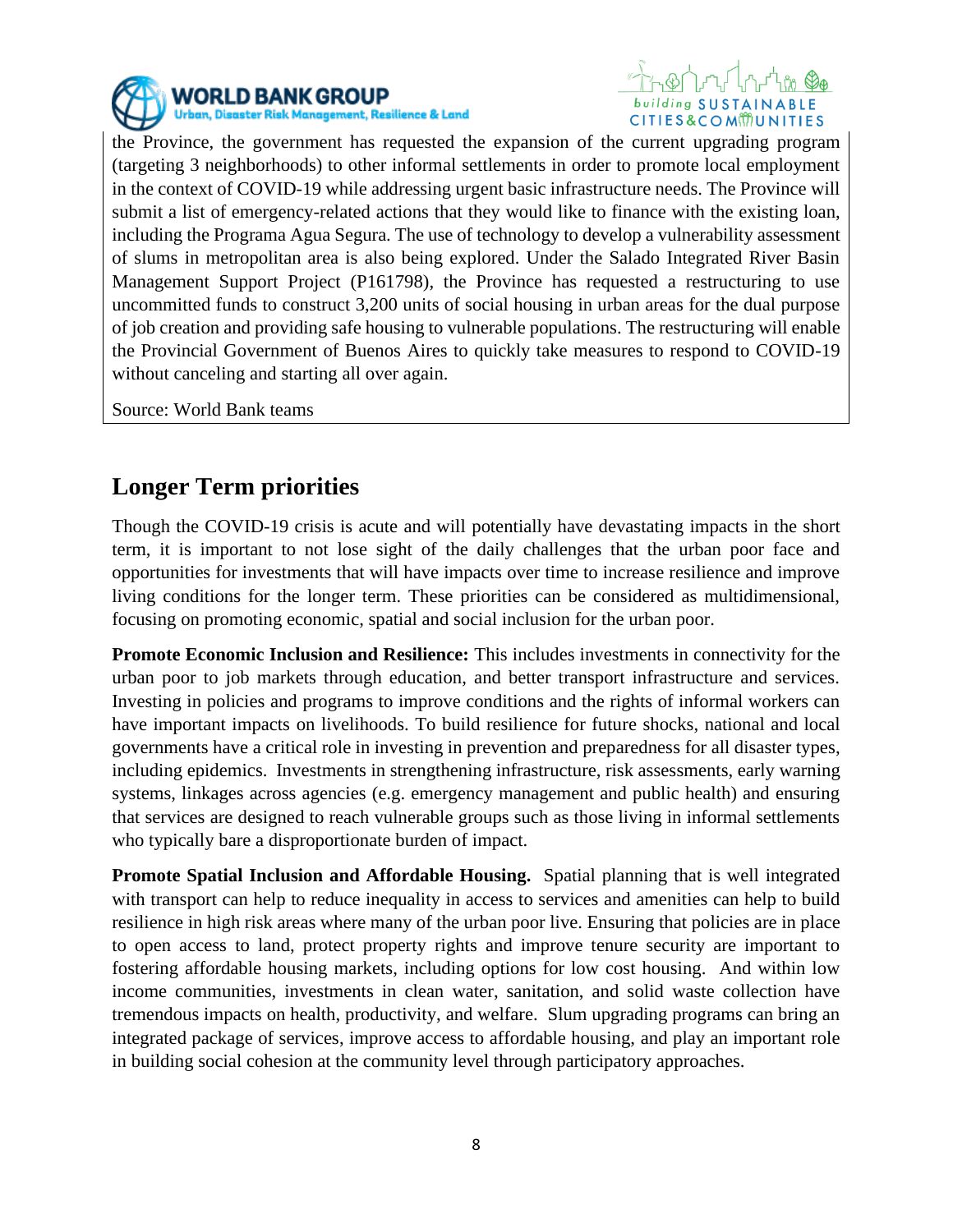the Province, the government has requested the expansion of the current upgrading program (targeting 3 neighborhoods) to other informal settlements in order to promote local employment in the context of COVID-19 while addressing urgent basic infrastructure needs. The Province will submit a list of emergency-related actions that they would like to finance with the existing loan, including the Programa Agua Segura. The use of technology to develop a vulnerability assessment of slums in metropolitan area is also being explored. Under the Salado Integrated River Basin Management Support Project (P161798), the Province has requested a restructuring to use uncommitted funds to construct 3,200 units of social housing in urban areas for the dual purpose of job creation and providing safe housing to vulnerable populations. The restructuring will enable the Provincial Government of Buenos Aires to quickly take measures to respond to COVID-19 without canceling and starting all over again.

Source: World Bank teams

## Longer Term priorities

Though the COVID-19 crisis is acute and will potentially have devastating impacts in the short term, it is important to not lose sight of the daily challenges that the urban poor face and opportunities for investments that will have impacts over time to increase resilience and improve living conditions for the longer term. These priorities can be considered as multidimensional, focusing on promoting economic, spatial and social inclusion for the urban poor.

**Promote Economic Inclusion and Resilience:** This includes investments in connectivity for the urban poor to job markets through education, and better transport infrastructure and services. Investing in policies and programs to improve conditions and the rights of informal workers can have important impacts on livelihoods. To build resilience for future shocks, national and local governments have a critical role in investing in prevention and preparedness for all disaster types, including epidemics. Investments in strengthening infrastructure, risk assessments, early warning systems, linkages across agencies (e.g. emergency management and public health) and ensuring that services are designed to reach vulnerable groups such as those living in informal settlements who typically bare a disproportionate burden of impact.

**Promote Spatial Inclusion and Affordable Housing.** Spatial planning that is well integrated with transport can help to reduce inequality in access to services and amenities can help to build resilience in high risk areas where many of the urban poor live. Ensuring that policies are in place to open access to land, protect property rights and improve tenure security are important to fostering affordable housing markets, including options for low cost housing. And within low income communities, investments in clean water, sanitation, and solid waste collection have tremendous impacts on health, productivity, and welfare. Slum upgrading programs can bring an integrated package of services, improve access to affordable housing, and play an important role in building social cohesion at the community level through participatory approaches.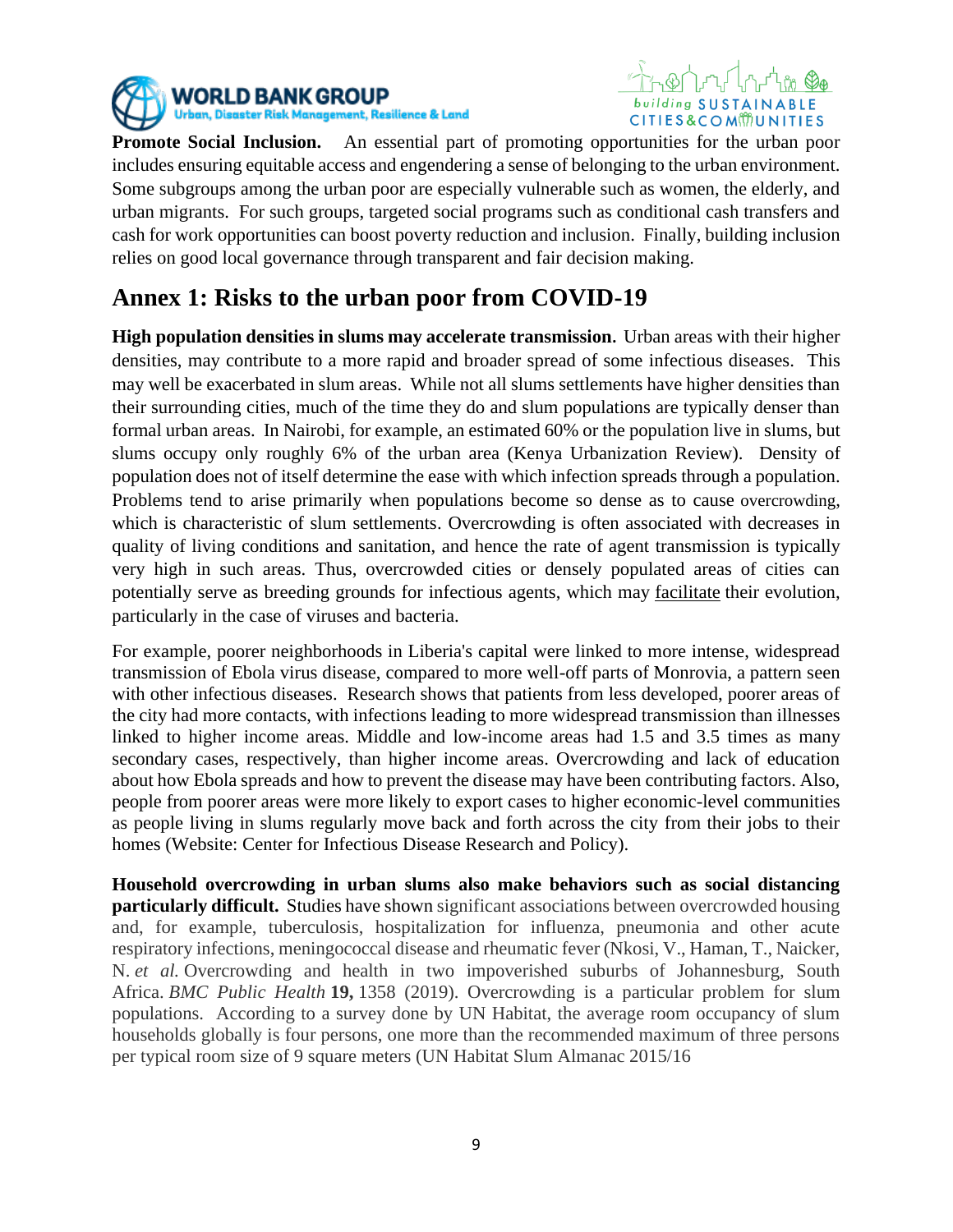**Promote Social Inclusion.** An essential part of promoting opportunities for the urban poor includes ensuring equitable access and engendering a sense of belonging to the urban environment. Some subgroups among the urban poor are especially vulnerable such as women, the elderly, and urban migrants. For such groups, targeted social programs such as conditional cash transfers and cash for work opportunities can boost poverty reduction and inclusion. Finally, building inclusion relies on good local governance through transparent and fair decision making.

## Annex 1: Risks to the urban poor from COVID-19

**High population densities in slums may accelerate transmission.** Urban areas with their higher densities, may contribute to a more rapid and broader spread of some infectious diseases. This may well be exacerbated in slum areas. While not all slums settlements have higher densities than their surrounding cities, much of the time they do and slum populations are typically denser than formal urban areas. In Nairobi, for example, an estimated 60% or the population live in slums, but slums occupy only roughly 6% of the urban area (Kenya Urbanization Review). Density of population does not of itself determine the ease with which infection spreads through a population. Problems tend to arise primarily when populations become so dense as to cause overcrowding, which is characteristic of slum settlements. Overcrowding is often associated with decreases in quality of living conditions and sanitation, and hence the rate of agent transmission is typically very high in such areas. Thus, overcrowded cities or densely populated areas of cities can potentially serve as breeding grounds for infectious agents, which may facilitate their evolution, particularly in the case of viruses and bacteria.

For example, poorer neighborhoods in Liberia's capital were linked to more intense, widespread transmission of Ebola virus disease, compared to more well-off parts of Monrovia, a pattern seen with other infectious diseases. Research shows that patients from less developed, poorer areas of the city had more contacts, with infections leading to more widespread transmission than illnesses linked to higher income areas. Middle and low-income areas had 1.5 and 3.5 times as many secondary cases, respectively, than higher income areas. Overcrowding and lack of education about how Ebola spreads and how to prevent the disease may have been contributing factors. Also, people from poorer areas were more likely to export cases to higher economic-level communities as people living in slums regularly move back and forth across the city from their jobs to their homes (Website: Center for Infectious Disease Research and Policy).

**Household overcrowding in urban slums also make behaviors such as social distancing particularly difficult.** Studies have shown significant associations between overcrowded housing and, for example, tuberculosis, hospitalization for influenza, pneumonia and other acute respiratory infections, meningococcal disease and rheumatic fever (Nkosi, V., Haman, T., Naicker, N. *et al.* Overcrowding and health in two impoverished suburbs of Johannesburg, South Africa. *BMC Public Health* **19,** 1358 (2019). Overcrowding is a particular problem for slum populations. According to a survey done by UN Habitat, the average room occupancy of slum households globally is four persons, one more than the recommended maximum of three persons per typical room size of 9 square meters (UN Habitat Slum Almanac 2015/16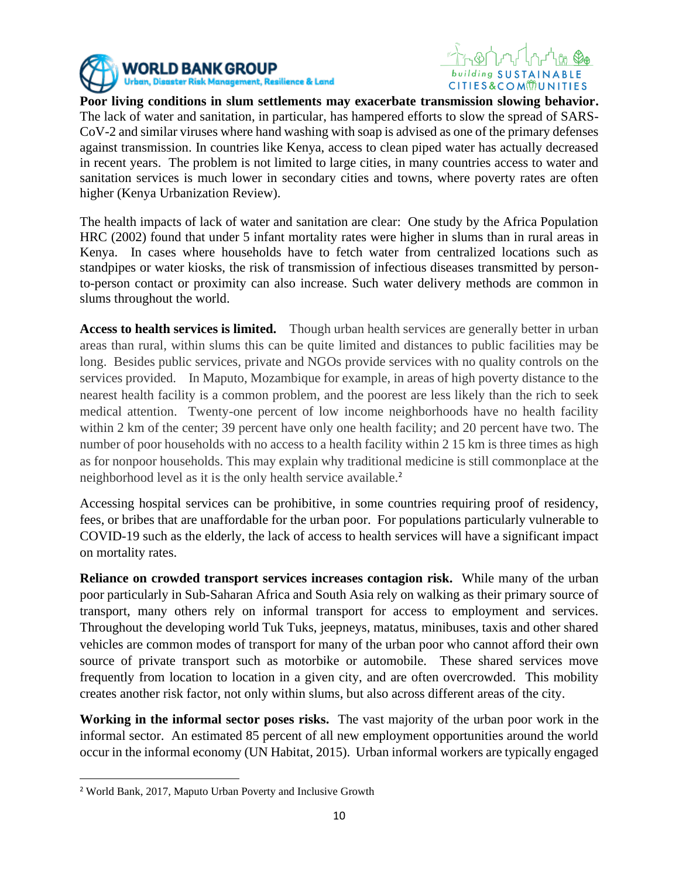**Poor living conditions in slum settlements may exacerbate transmission slowing behavior.** The lack of water and sanitation, in particular, has hampered efforts to slow the spread of SARS-CoV-2 and similar viruses where hand washing with soap is advised as one of the primary defenses against transmission. In countries like Kenya, access to clean piped water has actually decreased in recent years. The problem is not limited to large cities, in many countries access to water and sanitation services is much lower in secondary cities and towns, where poverty rates are often higher (Kenya Urbanization Review).

The health impacts of lack of water and sanitation are clear: One study by the Africa Population HRC (2002) found that under 5 infant mortality rates were higher in slums than in rural areas in Kenya. In cases where households have to fetch water from centralized locations such as standpipes or water kiosks, the risk of transmission of infectious diseases transmitted by person-to-person contact or proximity can also increase. Such water delivery methods are common in slums throughout the world.

**Access to health services is limited.** Though urban health services are generally better in urban areas than rural, within slums this can be quite limited and distances to public facilities may be long. Besides public services, private and NGOs provide services with no quality controls on the services provided. In Maputo, Mozambique for example, in areas of high poverty distance to the nearest health facility is a common problem, and the poorest are less likely than the rich to seek medical attention. Twenty-one percent of low income neighborhoods have no health facility within 2 km of the center; 39 percent have only one health facility; and 20 percent have two. The number of poor households with no access to a health facility within 2 15 km is three times as high as for nonpoor households. This may explain why traditional medicine is still commonplace at the neighborhood level as it is the only health service available.[2]

Accessing hospital services can be prohibitive, in some countries requiring proof of residency, fees, or bribes that are unaffordable for the urban poor. For populations particularly vulnerable to COVID-19 such as the elderly, the lack of access to health services will have a significant impact on mortality rates.

**Reliance on crowded transport services increases contagion risk.** While many of the urban poor particularly in Sub-Saharan Africa and South Asia rely on walking as their primary source of transport, many others rely on informal transport for access to employment and services. Throughout the developing world Tuk Tuks, jeepneys, matatus, minibuses, taxis and other shared vehicles are common modes of transport for many of the urban poor who cannot afford their own source of private transport such as motorbike or automobile. These shared services move frequently from location to location in a given city, and are often overcrowded. This mobility creates another risk factor, not only within slums, but also across different areas of the city.

**Working in the informal sector poses risks.** The vast majority of the urban poor work in the informal sector. An estimated 85 percent of all new employment opportunities around the world occur in the informal economy (UN Habitat, 2015). Urban informal workers are typically engaged

---

[2] World Bank, 2017, Maputo Urban Poverty and Inclusive Growth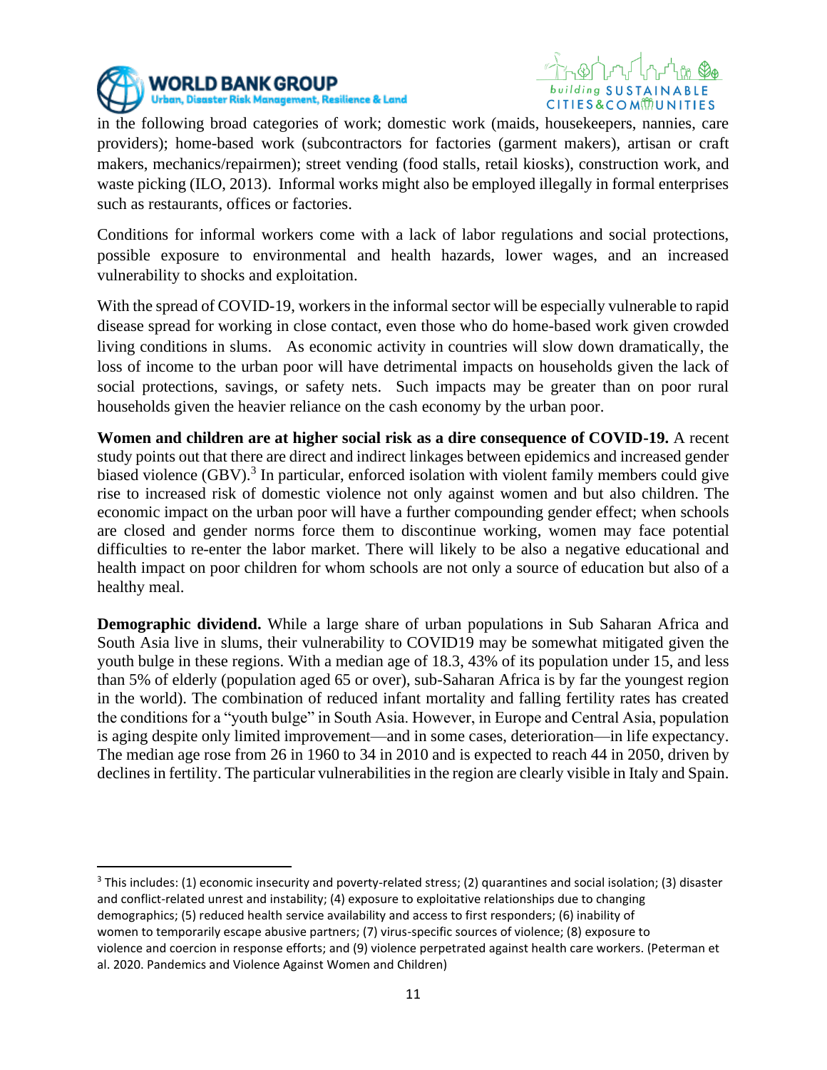in the following broad categories of work; domestic work (maids, housekeepers, nannies, care providers); home-based work (subcontractors for factories (garment makers), artisan or craft makers, mechanics/repairmen); street vending (food stalls, retail kiosks), construction work, and waste picking (ILO, 2013). Informal works might also be employed illegally in formal enterprises such as restaurants, offices or factories.

Conditions for informal workers come with a lack of labor regulations and social protections, possible exposure to environmental and health hazards, lower wages, and an increased vulnerability to shocks and exploitation.

With the spread of COVID-19, workers in the informal sector will be especially vulnerable to rapid disease spread for working in close contact, even those who do home-based work given crowded living conditions in slums. As economic activity in countries will slow down dramatically, the loss of income to the urban poor will have detrimental impacts on households given the lack of social protections, savings, or safety nets. Such impacts may be greater than on poor rural households given the heavier reliance on the cash economy by the urban poor.

**Women and children are at higher social risk as a dire consequence of COVID-19.** A recent study points out that there are direct and indirect linkages between epidemics and increased gender biased violence (GBV).[3] In particular, enforced isolation with violent family members could give rise to increased risk of domestic violence not only against women and but also children. The economic impact on the urban poor will have a further compounding gender effect; when schools are closed and gender norms force them to discontinue working, women may face potential difficulties to re-enter the labor market. There will likely to be also a negative educational and health impact on poor children for whom schools are not only a source of education but also of a healthy meal.

**Demographic dividend.** While a large share of urban populations in Sub Saharan Africa and South Asia live in slums, their vulnerability to COVID19 may be somewhat mitigated given the youth bulge in these regions. With a median age of 18.3, 43% of its population under 15, and less than 5% of elderly (population aged 65 or over), sub-Saharan Africa is by far the youngest region in the world). The combination of reduced infant mortality and falling fertility rates has created the conditions for a "youth bulge" in South Asia. However, in Europe and Central Asia, population is aging despite only limited improvement—and in some cases, deterioration—in life expectancy. The median age rose from 26 in 1960 to 34 in 2010 and is expected to reach 44 in 2050, driven by declines in fertility. The particular vulnerabilities in the region are clearly visible in Italy and Spain.

---

[3] This includes: (1) economic insecurity and poverty-related stress; (2) quarantines and social isolation; (3) disaster and conflict-related unrest and instability; (4) exposure to exploitative relationships due to changing demographics; (5) reduced health service availability and access to first responders; (6) inability of women to temporarily escape abusive partners; (7) virus-specific sources of violence; (8) exposure to violence and coercion in response efforts; and (9) violence perpetrated against health care workers. (Peterman et al. 2020. Pandemics and Violence Against Women and Children)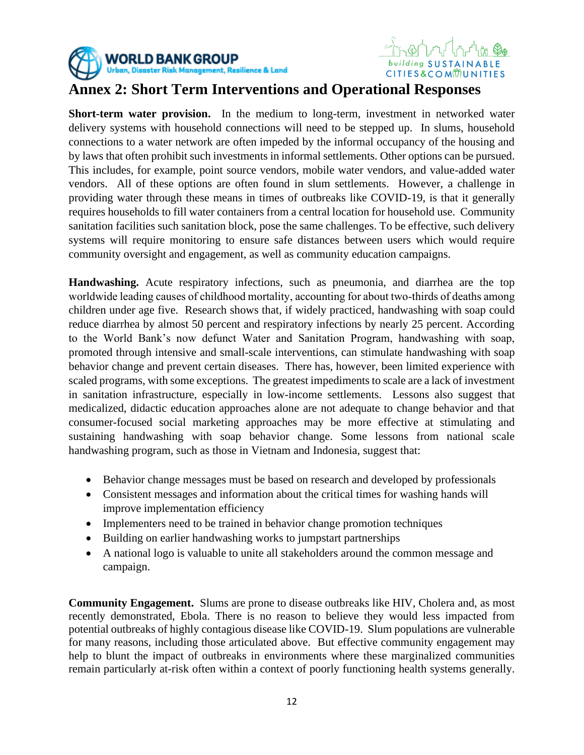# Annex 2: Short Term Interventions and Operational Responses

**Short-term water provision.** In the medium to long-term, investment in networked water delivery systems with household connections will need to be stepped up. In slums, household connections to a water network are often impeded by the informal occupancy of the housing and by laws that often prohibit such investments in informal settlements. Other options can be pursued. This includes, for example, point source vendors, mobile water vendors, and value-added water vendors. All of these options are often found in slum settlements. However, a challenge in providing water through these means in times of outbreaks like COVID-19, is that it generally requires households to fill water containers from a central location for household use. Community sanitation facilities such sanitation block, pose the same challenges. To be effective, such delivery systems will require monitoring to ensure safe distances between users which would require community oversight and engagement, as well as community education campaigns.

**Handwashing.** Acute respiratory infections, such as pneumonia, and diarrhea are the top worldwide leading causes of childhood mortality, accounting for about two-thirds of deaths among children under age five. Research shows that, if widely practiced, handwashing with soap could reduce diarrhea by almost 50 percent and respiratory infections by nearly 25 percent. According to the World Bank's now defunct Water and Sanitation Program, handwashing with soap, promoted through intensive and small-scale interventions, can stimulate handwashing with soap behavior change and prevent certain diseases. There has, however, been limited experience with scaled programs, with some exceptions. The greatest impediments to scale are a lack of investment in sanitation infrastructure, especially in low-income settlements. Lessons also suggest that medicalized, didactic education approaches alone are not adequate to change behavior and that consumer-focused social marketing approaches may be more effective at stimulating and sustaining handwashing with soap behavior change. Some lessons from national scale handwashing program, such as those in Vietnam and Indonesia, suggest that:

- Behavior change messages must be based on research and developed by professionals
- Consistent messages and information about the critical times for washing hands will improve implementation efficiency
- Implementers need to be trained in behavior change promotion techniques
- Building on earlier handwashing works to jumpstart partnerships
- A national logo is valuable to unite all stakeholders around the common message and campaign.

**Community Engagement.** Slums are prone to disease outbreaks like HIV, Cholera and, as most recently demonstrated, Ebola. There is no reason to believe they would less impacted from potential outbreaks of highly contagious disease like COVID-19. Slum populations are vulnerable for many reasons, including those articulated above. But effective community engagement may help to blunt the impact of outbreaks in environments where these marginalized communities remain particularly at-risk often within a context of poorly functioning health systems generally.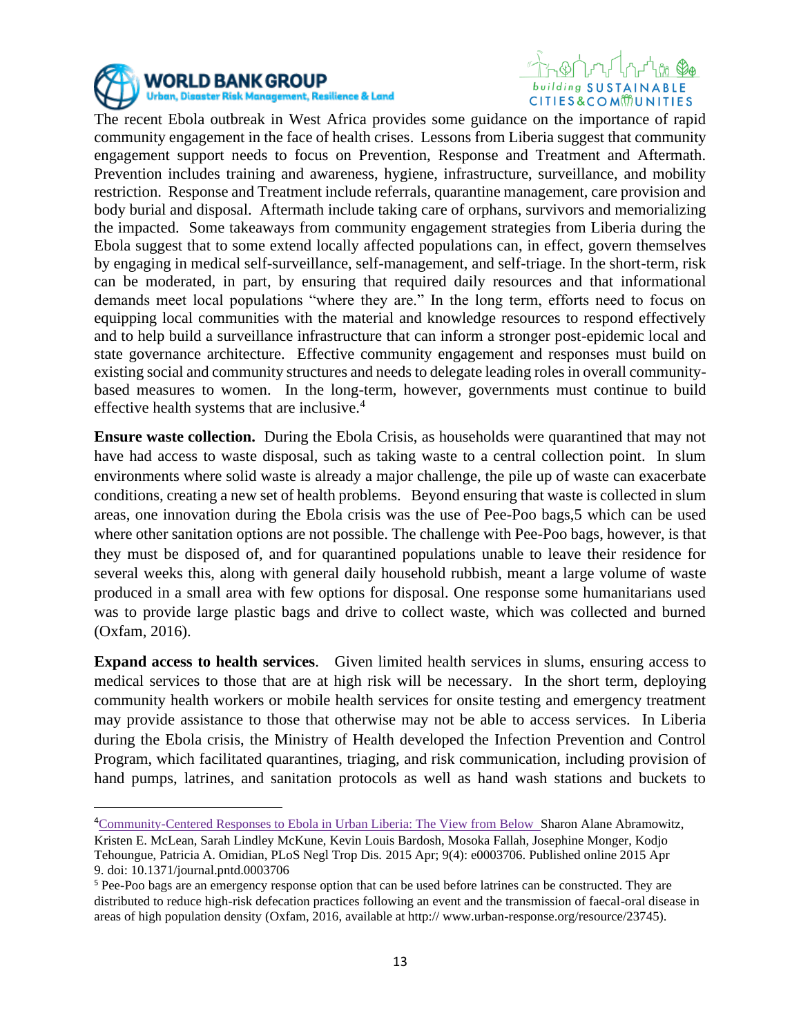The recent Ebola outbreak in West Africa provides some guidance on the importance of rapid community engagement in the face of health crises. Lessons from Liberia suggest that community engagement support needs to focus on Prevention, Response and Treatment and Aftermath. Prevention includes training and awareness, hygiene, infrastructure, surveillance, and mobility restriction. Response and Treatment include referrals, quarantine management, care provision and body burial and disposal. Aftermath include taking care of orphans, survivors and memorializing the impacted. Some takeaways from community engagement strategies from Liberia during the Ebola suggest that to some extend locally affected populations can, in effect, govern themselves by engaging in medical self-surveillance, self-management, and self-triage. In the short-term, risk can be moderated, in part, by ensuring that required daily resources and that informational demands meet local populations "where they are." In the long term, efforts need to focus on equipping local communities with the material and knowledge resources to respond effectively and to help build a surveillance infrastructure that can inform a stronger post-epidemic local and state governance architecture. Effective community engagement and responses must build on existing social and community structures and needs to delegate leading roles in overall community-based measures to women. In the long-term, however, governments must continue to build effective health systems that are inclusive.[4]

**Ensure waste collection.** During the Ebola Crisis, as households were quarantined that may not have had access to waste disposal, such as taking waste to a central collection point. In slum environments where solid waste is already a major challenge, the pile up of waste can exacerbate conditions, creating a new set of health problems. Beyond ensuring that waste is collected in slum areas, one innovation during the Ebola crisis was the use of Pee-Poo bags,5 which can be used where other sanitation options are not possible. The challenge with Pee-Poo bags, however, is that they must be disposed of, and for quarantined populations unable to leave their residence for several weeks this, along with general daily household rubbish, meant a large volume of waste produced in a small area with few options for disposal. One response some humanitarians used was to provide large plastic bags and drive to collect waste, which was collected and burned (Oxfam, 2016).

**Expand access to health services**. Given limited health services in slums, ensuring access to medical services to those that are at high risk will be necessary. In the short term, deploying community health workers or mobile health services for onsite testing and emergency treatment may provide assistance to those that otherwise may not be able to access services. In Liberia during the Ebola crisis, the Ministry of Health developed the Infection Prevention and Control Program, which facilitated quarantines, triaging, and risk communication, including provision of hand pumps, latrines, and sanitation protocols as well as hand wash stations and buckets to

---

[4] Community-Centered Responses to Ebola in Urban Liberia: The View from Below Sharon Alane Abramowitz, Kristen E. McLean, Sarah Lindley McKune, Kevin Louis Bardosh, Mosoka Fallah, Josephine Monger, Kodjo Tehoungue, Patricia A. Omidian, PLoS Negl Trop Dis. 2015 Apr; 9(4): e0003706. Published online 2015 Apr 9. doi: 10.1371/journal.pntd.0003706

[5] Pee-Poo bags are an emergency response option that can be used before latrines can be constructed. They are distributed to reduce high-risk defecation practices following an event and the transmission of faecal-oral disease in areas of high population density (Oxfam, 2016, available at http:// www.urban-response.org/resource/23745).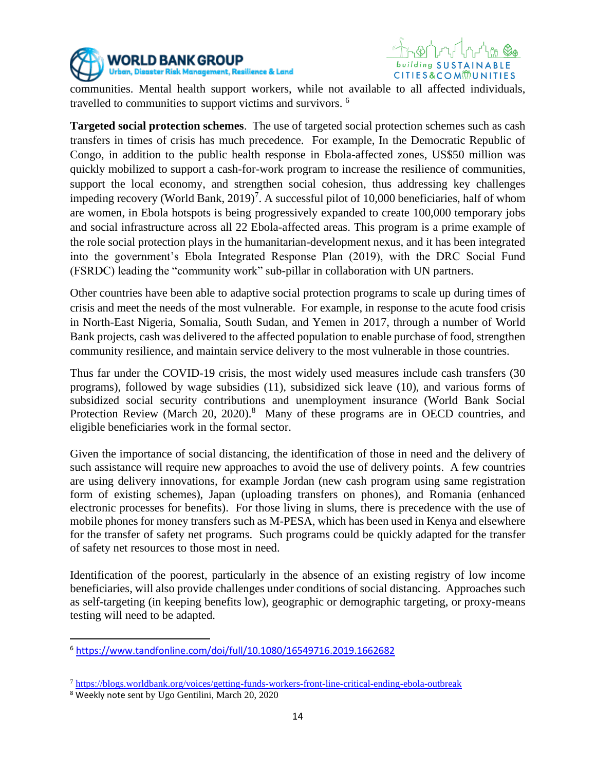communities. Mental health support workers, while not available to all affected individuals, travelled to communities to support victims and survivors. [6]

**Targeted social protection schemes**. The use of targeted social protection schemes such as cash transfers in times of crisis has much precedence. For example, In the Democratic Republic of Congo, in addition to the public health response in Ebola-affected zones, US$50 million was quickly mobilized to support a cash-for-work program to increase the resilience of communities, support the local economy, and strengthen social cohesion, thus addressing key challenges impeding recovery (World Bank, 2019)[7]. A successful pilot of 10,000 beneficiaries, half of whom are women, in Ebola hotspots is being progressively expanded to create 100,000 temporary jobs and social infrastructure across all 22 Ebola-affected areas. This program is a prime example of the role social protection plays in the humanitarian-development nexus, and it has been integrated into the government's Ebola Integrated Response Plan (2019), with the DRC Social Fund (FSRDC) leading the "community work" sub-pillar in collaboration with UN partners.

Other countries have been able to adaptive social protection programs to scale up during times of crisis and meet the needs of the most vulnerable. For example, in response to the acute food crisis in North-East Nigeria, Somalia, South Sudan, and Yemen in 2017, through a number of World Bank projects, cash was delivered to the affected population to enable purchase of food, strengthen community resilience, and maintain service delivery to the most vulnerable in those countries.

Thus far under the COVID-19 crisis, the most widely used measures include cash transfers (30 programs), followed by wage subsidies (11), subsidized sick leave (10), and various forms of subsidized social security contributions and unemployment insurance (World Bank Social Protection Review (March 20, 2020).[8] Many of these programs are in OECD countries, and eligible beneficiaries work in the formal sector.

Given the importance of social distancing, the identification of those in need and the delivery of such assistance will require new approaches to avoid the use of delivery points. A few countries are using delivery innovations, for example Jordan (new cash program using same registration form of existing schemes), Japan (uploading transfers on phones), and Romania (enhanced electronic processes for benefits). For those living in slums, there is precedence with the use of mobile phones for money transfers such as M-PESA, which has been used in Kenya and elsewhere for the transfer of safety net programs. Such programs could be quickly adapted for the transfer of safety net resources to those most in need.

Identification of the poorest, particularly in the absence of an existing registry of low income beneficiaries, will also provide challenges under conditions of social distancing. Approaches such as self-targeting (in keeping benefits low), geographic or demographic targeting, or proxy-means testing will need to be adapted.

---

[6] https://www.tandfonline.com/doi/full/10.1080/16549716.2019.1662682

[7] https://blogs.worldbank.org/voices/getting-funds-workers-front-line-critical-ending-ebola-outbreak

[8] Weekly note sent by Ugo Gentilini, March 20, 2020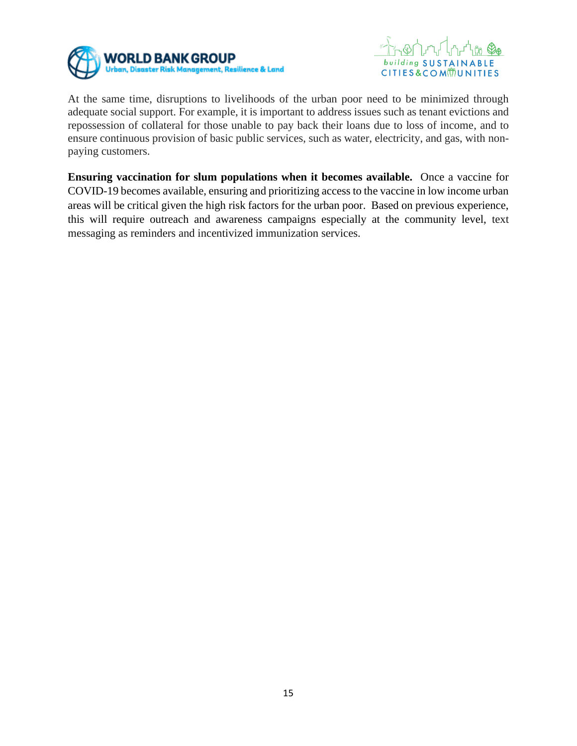At the same time, disruptions to livelihoods of the urban poor need to be minimized through adequate social support. For example, it is important to address issues such as tenant evictions and repossession of collateral for those unable to pay back their loans due to loss of income, and to ensure continuous provision of basic public services, such as water, electricity, and gas, with non-paying customers.

**Ensuring vaccination for slum populations when it becomes available.** Once a vaccine for COVID-19 becomes available, ensuring and prioritizing access to the vaccine in low income urban areas will be critical given the high risk factors for the urban poor. Based on previous experience, this will require outreach and awareness campaigns especially at the community level, text messaging as reminders and incentivized immunization services.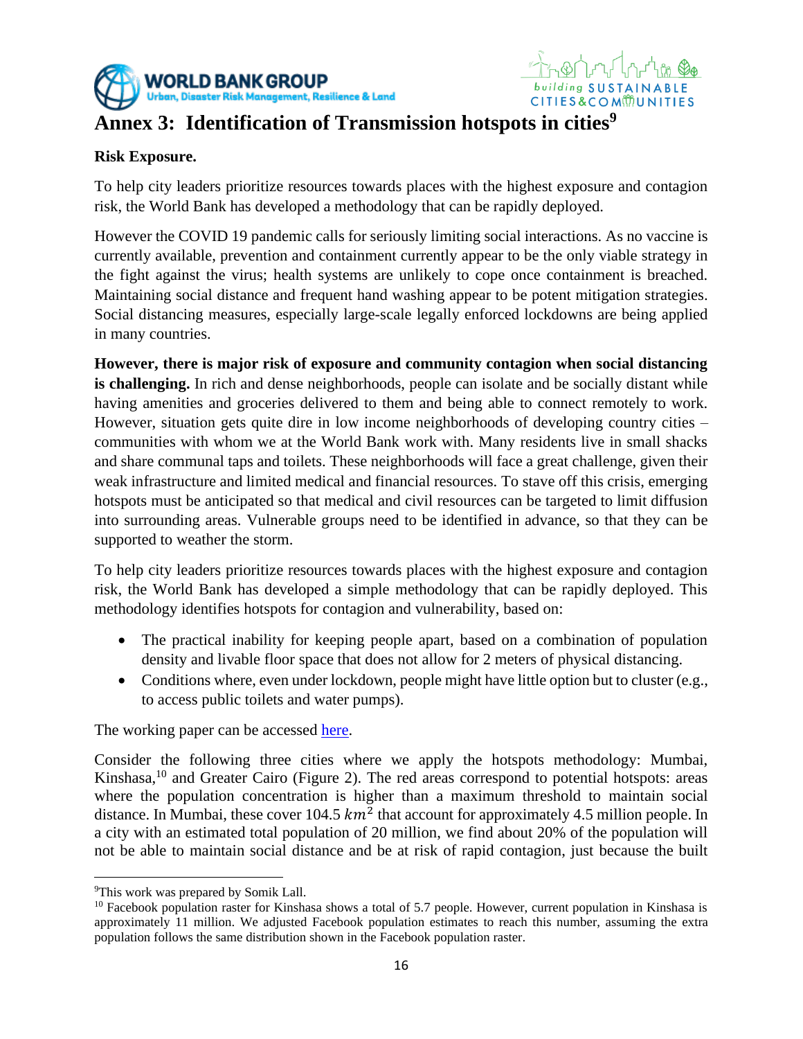# Annex 3: Identification of Transmission hotspots in cities[9]

**Risk Exposure.**

To help city leaders prioritize resources towards places with the highest exposure and contagion risk, the World Bank has developed a methodology that can be rapidly deployed.

However the COVID 19 pandemic calls for seriously limiting social interactions. As no vaccine is currently available, prevention and containment currently appear to be the only viable strategy in the fight against the virus; health systems are unlikely to cope once containment is breached. Maintaining social distance and frequent hand washing appear to be potent mitigation strategies. Social distancing measures, especially large-scale legally enforced lockdowns are being applied in many countries.

**However, there is major risk of exposure and community contagion when social distancing is challenging.** In rich and dense neighborhoods, people can isolate and be socially distant while having amenities and groceries delivered to them and being able to connect remotely to work. However, situation gets quite dire in low income neighborhoods of developing country cities – communities with whom we at the World Bank work with. Many residents live in small shacks and share communal taps and toilets. These neighborhoods will face a great challenge, given their weak infrastructure and limited medical and financial resources. To stave off this crisis, emerging hotspots must be anticipated so that medical and civil resources can be targeted to limit diffusion into surrounding areas. Vulnerable groups need to be identified in advance, so that they can be supported to weather the storm.

To help city leaders prioritize resources towards places with the highest exposure and contagion risk, the World Bank has developed a simple methodology that can be rapidly deployed. This methodology identifies hotspots for contagion and vulnerability, based on:

- The practical inability for keeping people apart, based on a combination of population density and livable floor space that does not allow for 2 meters of physical distancing.
- Conditions where, even under lockdown, people might have little option but to cluster (e.g., to access public toilets and water pumps).

The working paper can be accessed [here](#).

Consider the following three cities where we apply the hotspots methodology: Mumbai, Kinshasa,[10] and Greater Cairo (Figure 2). The red areas correspond to potential hotspots: areas where the population concentration is higher than a maximum threshold to maintain social distance. In Mumbai, these cover 104.5 $km^2$ that account for approximately 4.5 million people. In a city with an estimated total population of 20 million, we find about 20% of the population will not be able to maintain social distance and be at risk of rapid contagion, just because the built

---

[9] This work was prepared by Somik Lall.

[10] Facebook population raster for Kinshasa shows a total of 5.7 people. However, current population in Kinshasa is approximately 11 million. We adjusted Facebook population estimates to reach this number, assuming the extra population follows the same distribution shown in the Facebook population raster.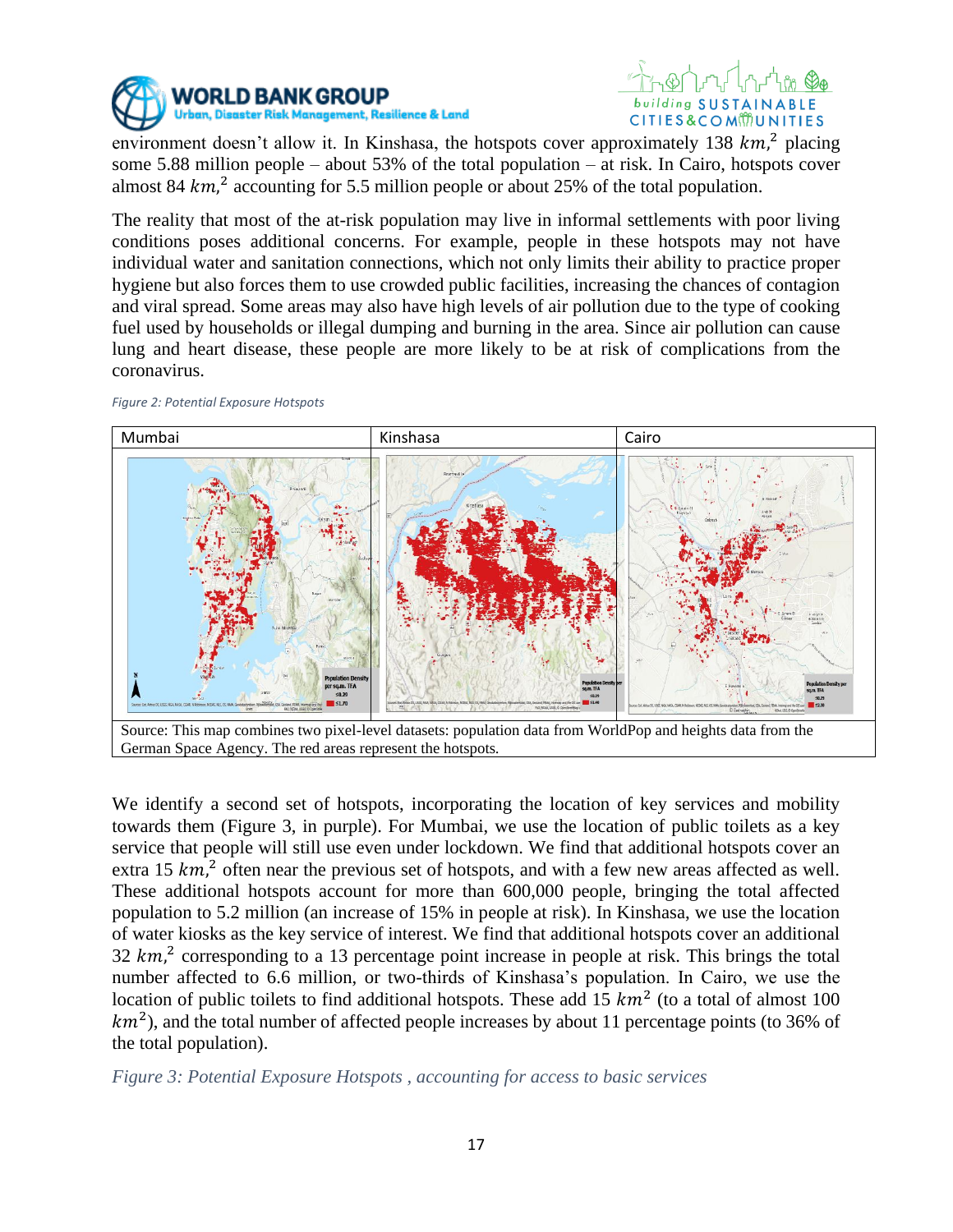environment doesn't allow it. In Kinshasa, the hotspots cover approximately 138 $km,^2$ placing some 5.88 million people – about 53% of the total population – at risk. In Cairo, hotspots cover almost 84 $km,^2$ accounting for 5.5 million people or about 25% of the total population.

The reality that most of the at-risk population may live in informal settlements with poor living conditions poses additional concerns. For example, people in these hotspots may not have individual water and sanitation connections, which not only limits their ability to practice proper hygiene but also forces them to use crowded public facilities, increasing the chances of contagion and viral spread. Some areas may also have high levels of air pollution due to the type of cooking fuel used by households or illegal dumping and burning in the area. Since air pollution can cause lung and heart disease, these people are more likely to be at risk of complications from the coronavirus.

*Figure 2: Potential Exposure Hotspots*

| Mumbai | Kinshasa | Cairo |
|---|---|---|
| | | |

Source: This map combines two pixel-level datasets: population data from WorldPop and heights data from the German Space Agency. The red areas represent the hotspots.

We identify a second set of hotspots, incorporating the location of key services and mobility towards them (Figure 3, in purple). For Mumbai, we use the location of public toilets as a key service that people will still use even under lockdown. We find that additional hotspots cover an extra 15 $km,^2$ often near the previous set of hotspots, and with a few new areas affected as well. These additional hotspots account for more than 600,000 people, bringing the total affected population to 5.2 million (an increase of 15% in people at risk). In Kinshasa, we use the location of water kiosks as the key service of interest. We find that additional hotspots cover an additional 32 $km,^2$ corresponding to a 13 percentage point increase in people at risk. This brings the total number affected to 6.6 million, or two-thirds of Kinshasa's population. In Cairo, we use the location of public toilets to find additional hotspots. These add 15 $km^2$ (to a total of almost 100 $km^2$), and the total number of affected people increases by about 11 percentage points (to 36% of the total population).

*Figure 3: Potential Exposure Hotspots , accounting for access to basic services*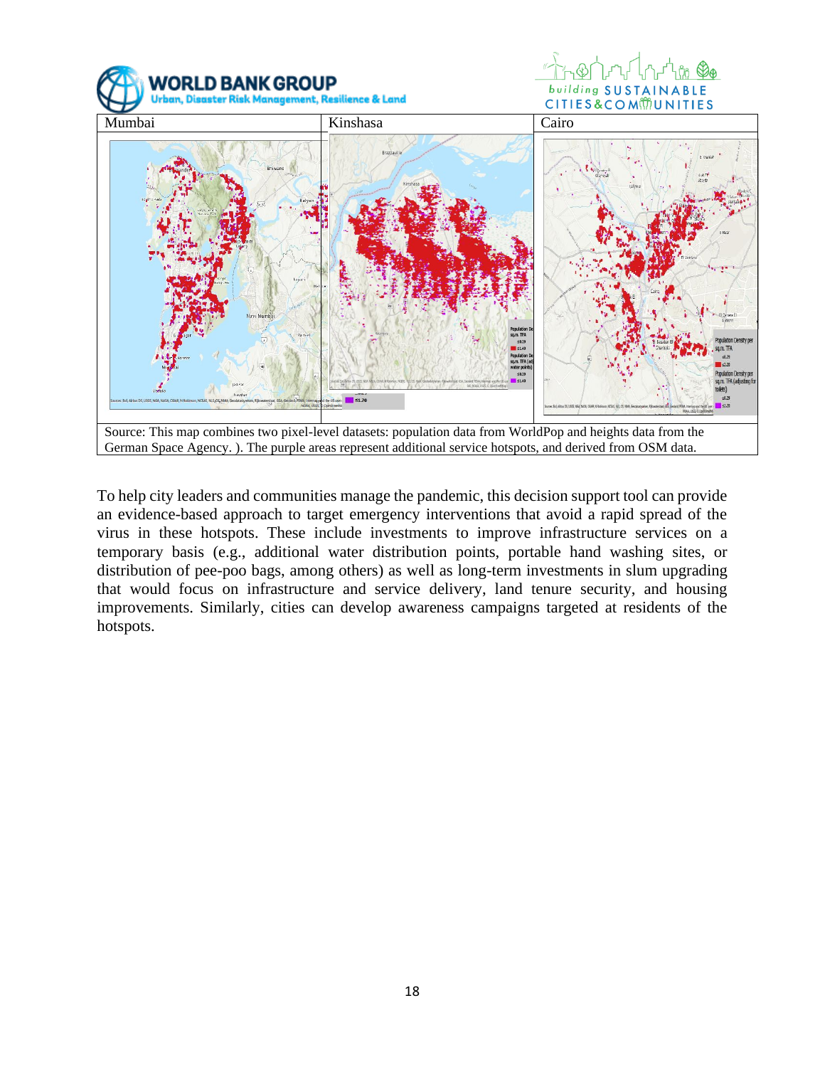| Mumbai | Kinshasa | Cairo |
| --- | --- | --- |
| | | |
| Source: This map combines two pixel-level datasets: population data from WorldPop and heights data from the German Space Agency. ). The purple areas represent additional service hotspots, and derived from OSM data. | | |

To help city leaders and communities manage the pandemic, this decision support tool can provide an evidence-based approach to target emergency interventions that avoid a rapid spread of the virus in these hotspots. These include investments to improve infrastructure services on a temporary basis (e.g., additional water distribution points, portable hand washing sites, or distribution of pee-poo bags, among others) as well as long-term investments in slum upgrading that would focus on infrastructure and service delivery, land tenure security, and housing improvements. Similarly, cities can develop awareness campaigns targeted at residents of the hotspots.